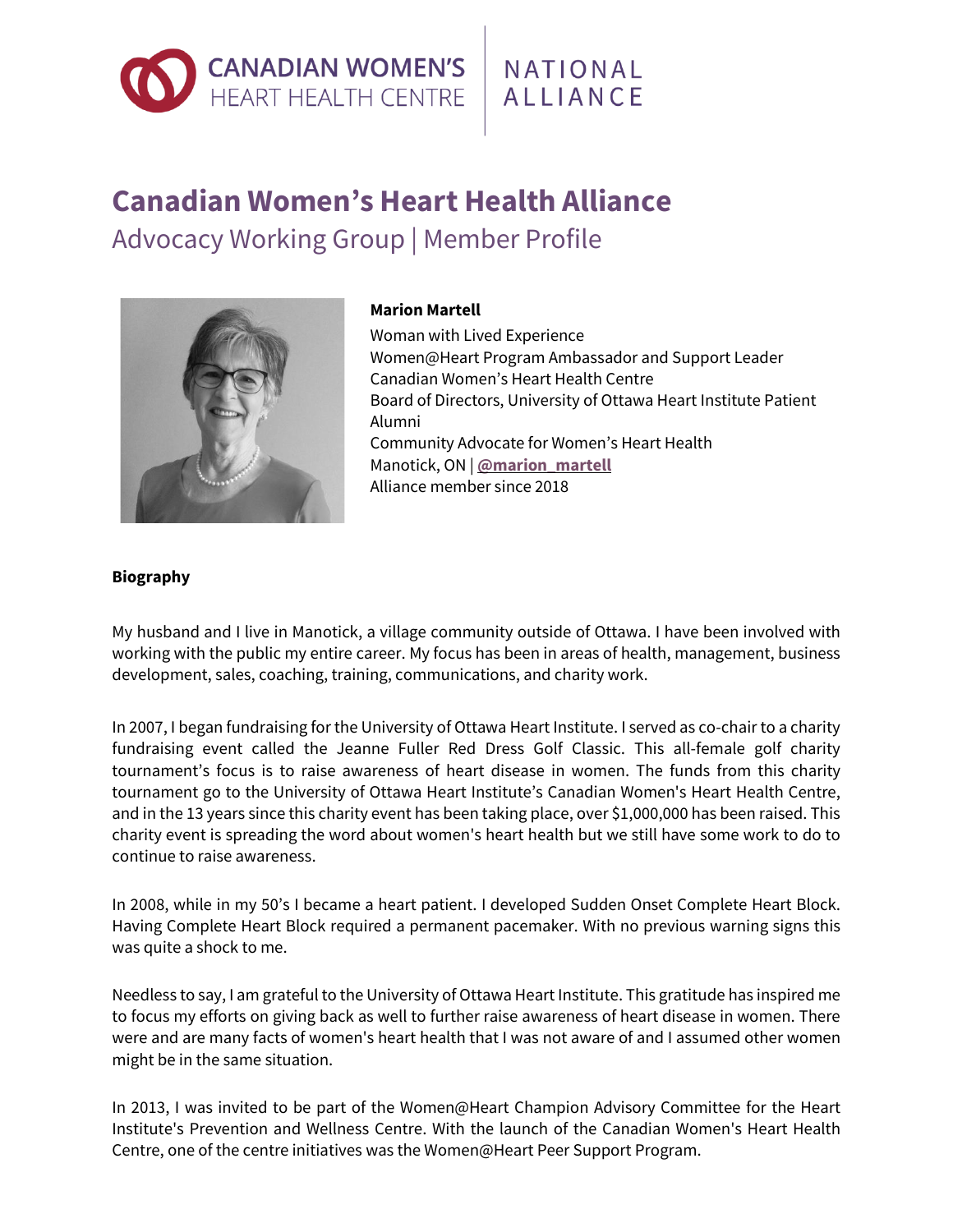CANADIAN WOMEN'S HEART HEALTH CENTRE | NATIONAL ALLIANCE

# Canadian Women's Heart Health Alliance

## Advocacy Working Group | Member Profile

**Marion Martell**
Woman with Lived Experience
Women@Heart Program Ambassador and Support Leader
Canadian Women's Heart Health Centre
Board of Directors, University of Ottawa Heart Institute Patient Alumni
Community Advocate for Women's Heart Health
Manotick, ON | **@marion_martell**
Alliance member since 2018

**Biography**

My husband and I live in Manotick, a village community outside of Ottawa. I have been involved with working with the public my entire career. My focus has been in areas of health, management, business development, sales, coaching, training, communications, and charity work.

In 2007, I began fundraising for the University of Ottawa Heart Institute. I served as co-chair to a charity fundraising event called the Jeanne Fuller Red Dress Golf Classic. This all-female golf charity tournament's focus is to raise awareness of heart disease in women. The funds from this charity tournament go to the University of Ottawa Heart Institute's Canadian Women's Heart Health Centre, and in the 13 years since this charity event has been taking place, over $1,000,000 has been raised. This charity event is spreading the word about women's heart health but we still have some work to do to continue to raise awareness.

In 2008, while in my 50's I became a heart patient. I developed Sudden Onset Complete Heart Block. Having Complete Heart Block required a permanent pacemaker. With no previous warning signs this was quite a shock to me.

Needless to say, I am grateful to the University of Ottawa Heart Institute. This gratitude has inspired me to focus my efforts on giving back as well to further raise awareness of heart disease in women. There were and are many facts of women's heart health that I was not aware of and I assumed other women might be in the same situation.

In 2013, I was invited to be part of the Women@Heart Champion Advisory Committee for the Heart Institute's Prevention and Wellness Centre. With the launch of the Canadian Women's Heart Health Centre, one of the centre initiatives was the Women@Heart Peer Support Program.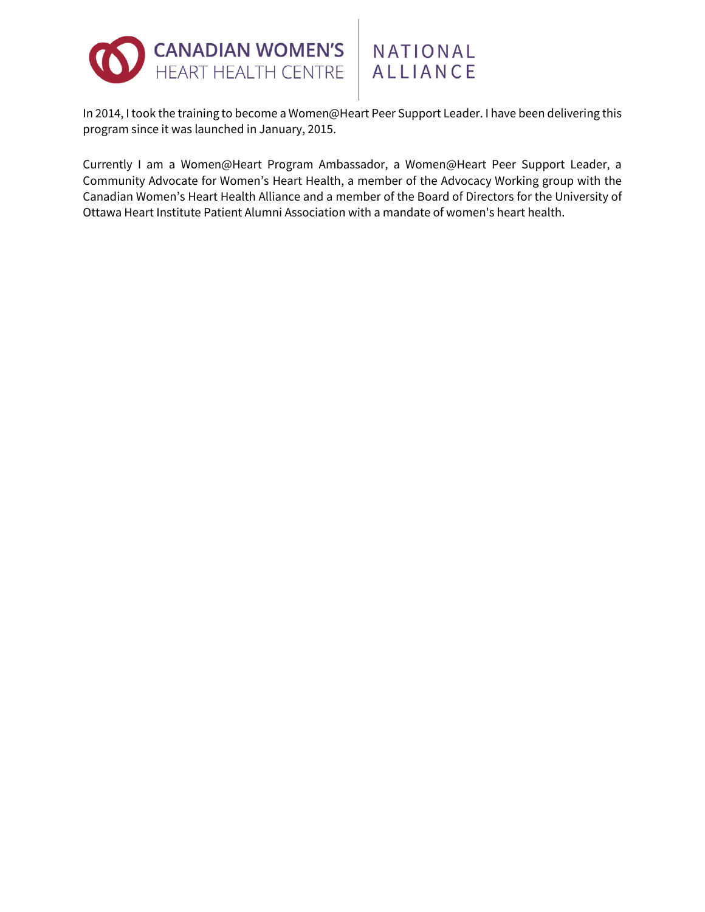In 2014, I took the training to become a Women@Heart Peer Support Leader. I have been delivering this program since it was launched in January, 2015.

Currently I am a Women@Heart Program Ambassador, a Women@Heart Peer Support Leader, a Community Advocate for Women's Heart Health, a member of the Advocacy Working group with the Canadian Women's Heart Health Alliance and a member of the Board of Directors for the University of Ottawa Heart Institute Patient Alumni Association with a mandate of women's heart health.